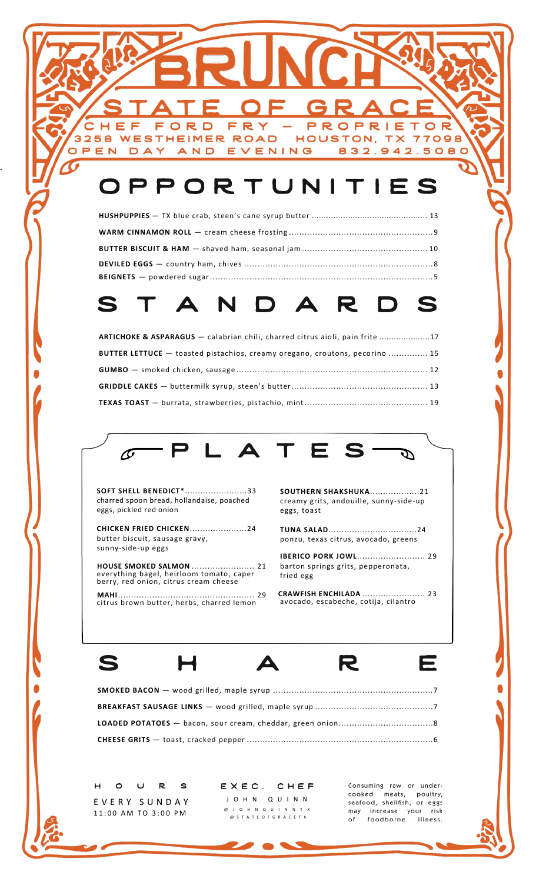# BRUNCH

## STATE OF GRACE

CHEF FORD FRY – PROPRIETOR
3258 WESTHEIMER ROAD HOUSTON, TX 77098
OPEN DAY AND EVENING 832.942.5080

## OPPORTUNITIES

**HUSHPUPPIES** — TX blue crab, steen's cane syrup butter ............ 13

**WARM CINNAMON ROLL** — cream cheese frosting ............ 9

**BUTTER BISCUIT & HAM** — shaved ham, seasonal jam ............ 10

**DEVILED EGGS** — country ham, chives ............ 8

**BEIGNETS** — powdered sugar ............ 5

## STANDARDS

**ARTICHOKE & ASPARAGUS** — calabrian chili, charred citrus aioli, pain frite ............ 17

**BUTTER LETTUCE** — toasted pistachios, creamy oregano, croutons, pecorino ............ 15

**GUMBO** — smoked chicken, sausage ............ 12

**GRIDDLE CAKES** — buttermilk syrup, steen's butter ............ 13

**TEXAS TOAST** — burrata, strawberries, pistachio, mint ............ 19

## PLATES

**SOFT SHELL BENEDICT*** ............ 33
charred spoon bread, hollandaise, poached eggs, pickled red onion

**CHICKEN FRIED CHICKEN** ............ 24
butter biscuit, sausage gravy, sunny-side-up eggs

**HOUSE SMOKED SALMON** ............ 21
everything bagel, heirloom tomato, caper berry, red onion, citrus cream cheese

**MAHI** ............ 29
citrus brown butter, herbs, charred lemon

**SOUTHERN SHAKSHUKA** ............ 21
creamy grits, andouille, sunny-side-up eggs, toast

**TUNA SALAD** ............ 24
ponzu, texas citrus, avocado, greens

**IBERICO PORK JOWL** ............ 29
barton springs grits, pepperonata, fried egg

**CRAWFISH ENCHILADA** ............ 23
avocado, escabeche, cotija, cilantro

## SHARE

**SMOKED BACON** — wood grilled, maple syrup ............ 7

**BREAKFAST SAUSAGE LINKS** — wood grilled, maple syrup ............ 7

**LOADED POTATOES** — bacon, sour cream, cheddar, green onion ............ 8

**CHEESE GRITS** — toast, cracked pepper ............ 6

**HOURS**
EVERY SUNDAY
11:00 AM TO 3:00 PM

**EXEC. CHEF**
JOHN QUINN
@JOHNQUINNTX
@STATEOFGRACETX

Consuming raw or undercooked meats, poultry, seafood, shellfish, or eggs may increase your risk of foodborne illness.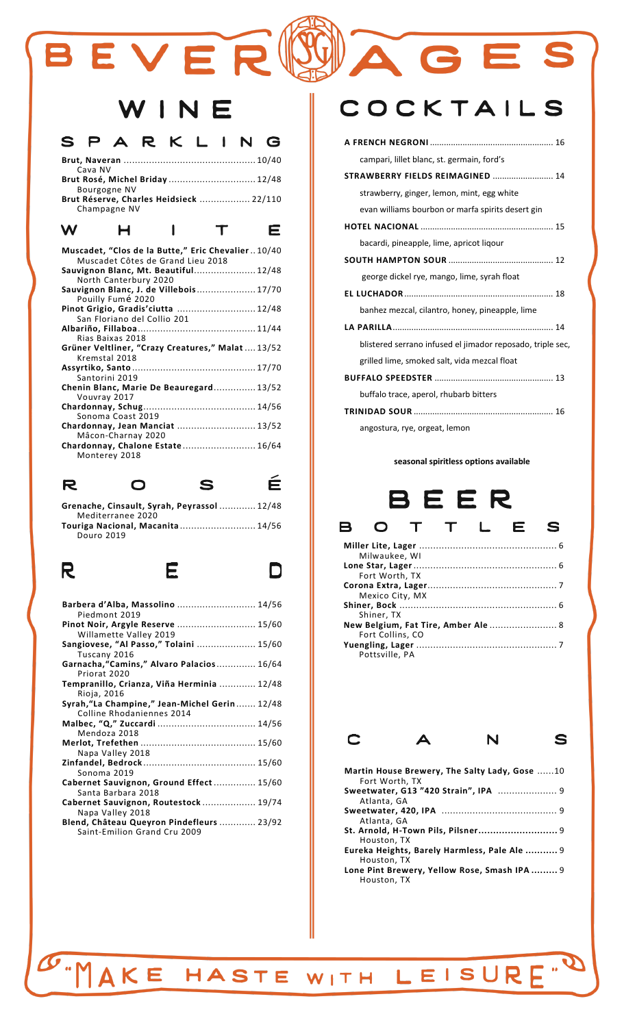# BEVERAGES

## WINE

### SPARKLING

**Brut, Naveran** ............ 10/40
Cava NV

**Brut Rosé, Michel Briday** ............ 12/48
Bourgogne NV

**Brut Réserve, Charles Heidsieck** ............ 22/110
Champagne NV

### WHITE

**Muscadet, "Clos de la Butte," Eric Chevalier** .. 10/40
Muscadet Côtes de Grand Lieu 2018

**Sauvignon Blanc, Mt. Beautiful** ............ 12/48
North Canterbury 2020

**Sauvignon Blanc, J. de Villebois** ............ 17/70
Pouilly Fumé 2020

**Pinot Grigio, Gradis'ciutta** ............ 12/48
San Floriano del Collio 201

**Albariño, Fillaboa** ............ 11/44
Rias Baixas 2018

**Grüner Veltliner, "Crazy Creatures," Malat** .... 13/52
Kremstal 2018

**Assyrtiko, Santo** ............ 17/70
Santorini 2019

**Chenin Blanc, Marie De Beauregard** ............ 13/52
Vouvray 2017

**Chardonnay, Schug** ............ 14/56
Sonoma Coast 2019

**Chardonnay, Jean Manciat** ............ 13/52
Mâcon-Charnay 2020

**Chardonnay, Chalone Estate** ............ 16/64
Monterey 2018

### ROSÉ

**Grenache, Cinsault, Syrah, Peyrassol** ............ 12/48
Mediterranee 2020

**Touriga Nacional, Macanita** ............ 14/56
Douro 2019

### RED

**Barbera d'Alba, Massolino** ............ 14/56
Piedmont 2019

**Pinot Noir, Argyle Reserve** ............ 15/60
Willamette Valley 2019

**Sangiovese, "Al Passo," Tolaini** ............ 15/60
Tuscany 2016

**Garnacha,"Camins," Alvaro Palacios** ............ 16/64
Priorat 2020

**Tempranillo, Crianza, Viña Herminia** ............ 12/48
Rioja, 2016

**Syrah,"La Champine," Jean-Michel Gerin** ....... 12/48
Colline Rhodaniennes 2014

**Malbec, "Q," Zuccardi** ............ 14/56
Mendoza 2018

**Merlot, Trefethen** ............ 15/60
Napa Valley 2018

**Zinfandel, Bedrock** ............ 15/60
Sonoma 2019

**Cabernet Sauvignon, Ground Effect** ............ 15/60
Santa Barbara 2018

**Cabernet Sauvignon, Routestock** ............ 19/74
Napa Valley 2018

**Blend, Château Queyron Pindefleurs** ............ 23/92
Saint-Emilion Grand Cru 2009

## COCKTAILS

**A FRENCH NEGRONI** ............ 16
campari, lillet blanc, st. germain, ford's

**STRAWBERRY FIELDS REIMAGINED** ............ 14
strawberry, ginger, lemon, mint, egg white
evan williams bourbon or marfa spirits desert gin

**HOTEL NACIONAL** ............ 15
bacardi, pineapple, lime, apricot liqour

**SOUTH HAMPTON SOUR** ............ 12
george dickel rye, mango, lime, syrah float

**EL LUCHADOR** ............ 18
banhez mezcal, cilantro, honey, pineapple, lime

**LA PARILLA** ............ 14
blistered serrano infused el jimador reposado, triple sec,
grilled lime, smoked salt, vida mezcal float

**BUFFALO SPEEDSTER** ............ 13
buffalo trace, aperol, rhubarb bitters

**TRINIDAD SOUR** ............ 16
angostura, rye, orgeat, lemon

**seasonal spiritless options available**

## BEER

### BOTTLES

**Miller Lite, Lager** ............ 6
Milwaukee, WI

**Lone Star, Lager** ............ 6
Fort Worth, TX

**Corona Extra, Lager** ............ 7
Mexico City, MX

**Shiner, Bock** ............ 6
Shiner, TX

**New Belgium, Fat Tire, Amber Ale** ............ 8
Fort Collins, CO

**Yuengling, Lager** ............ 7
Pottsville, PA

### CANS

**Martin House Brewery, The Salty Lady, Gose** ......10
Fort Worth, TX

**Sweetwater, G13 "420 Strain", IPA** ............ 9
Atlanta, GA

**Sweetwater, 420, IPA** ............ 9
Atlanta, GA

**St. Arnold, H-Town Pils, Pilsner** ............ 9
Houston, TX

**Eureka Heights, Barely Harmless, Pale Ale** ........... 9
Houston, TX

**Lone Pint Brewery, Yellow Rose, Smash IPA** ......... 9
Houston, TX

"MAKE HASTE WITH LEISURE"